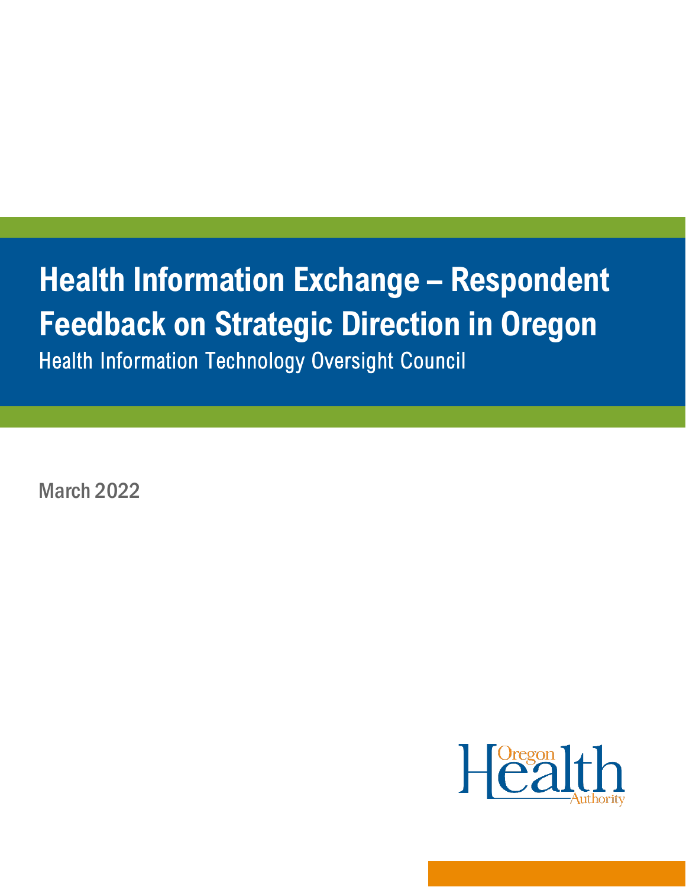# Health Information Exchange – Respondent Feedback on Strategic Direction in Oregon

Health Information Technology Oversight Council

March 2022

Oregon Health Authority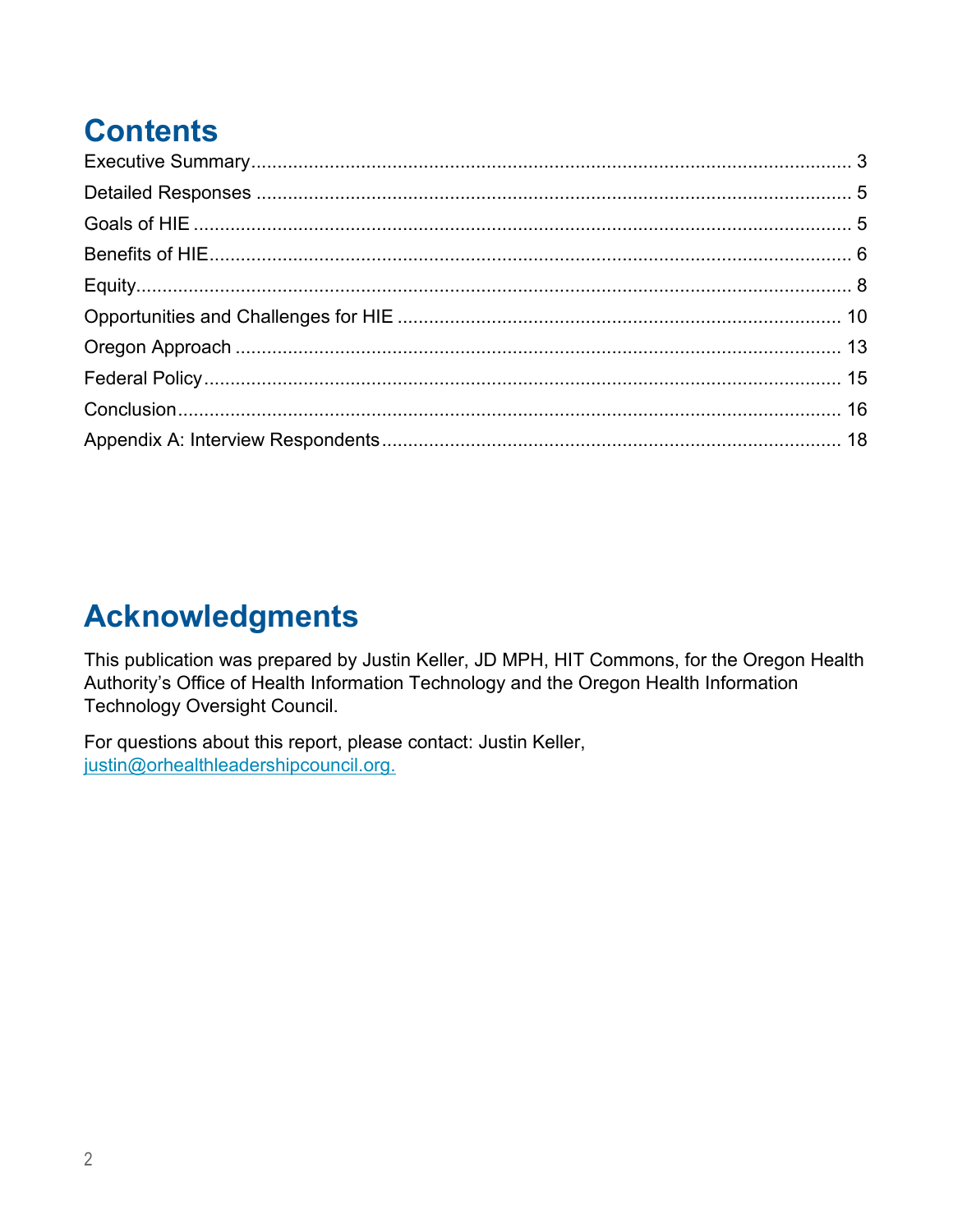# Contents

Executive Summary ........................................................................................................ 3
Detailed Responses ........................................................................................................ 5
Goals of HIE .................................................................................................................. 5
Benefits of HIE ............................................................................................................... 6
Equity .............................................................................................................................. 8
Opportunities and Challenges for HIE ........................................................................ 10
Oregon Approach ......................................................................................................... 13
Federal Policy ............................................................................................................... 15
Conclusion .................................................................................................................... 16
Appendix A: Interview Respondents ........................................................................... 18

# Acknowledgments

This publication was prepared by Justin Keller, JD MPH, HIT Commons, for the Oregon Health Authority's Office of Health Information Technology and the Oregon Health Information Technology Oversight Council.

For questions about this report, please contact: Justin Keller, justin@orhealthleadershipcouncil.org.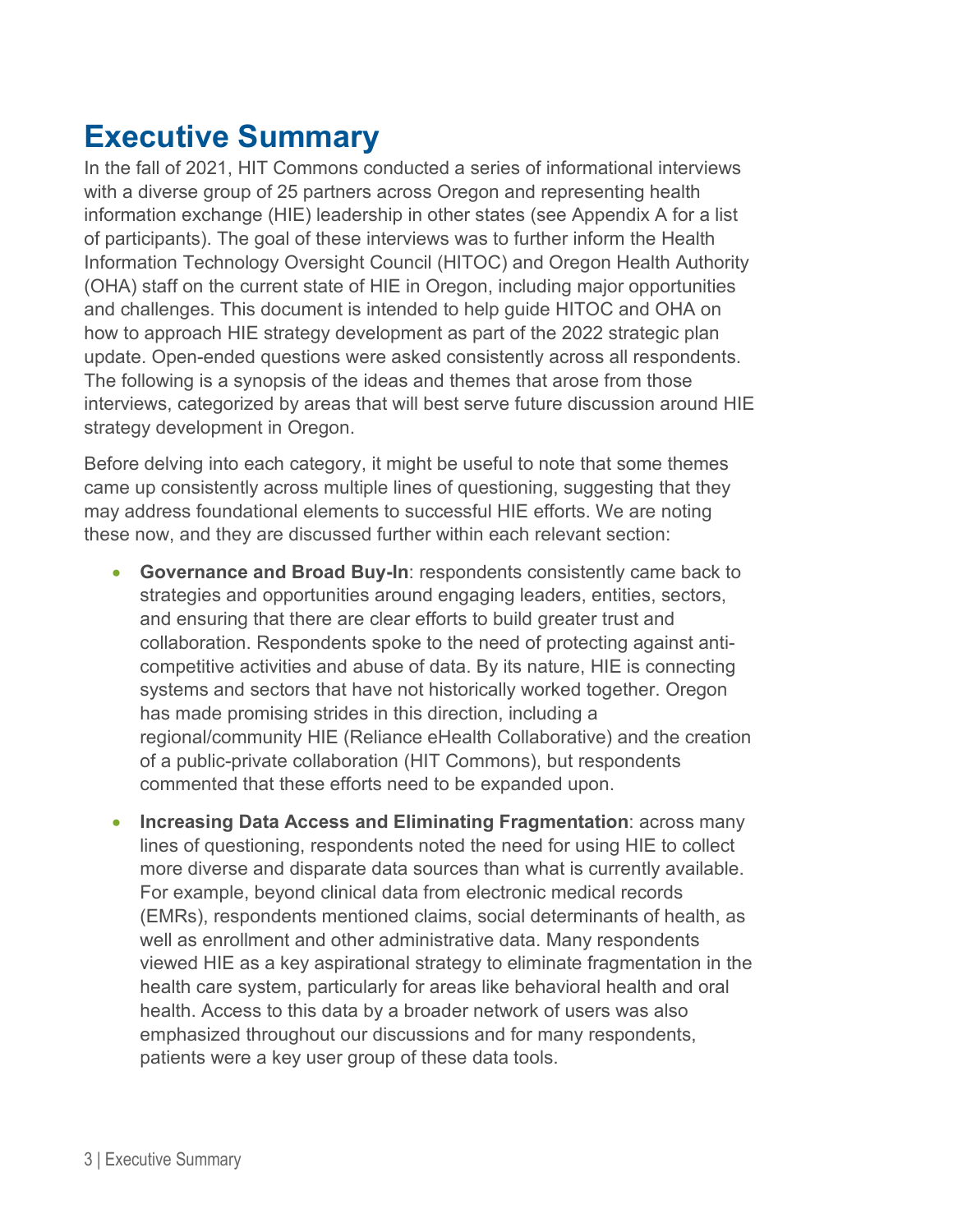# Executive Summary

In the fall of 2021, HIT Commons conducted a series of informational interviews with a diverse group of 25 partners across Oregon and representing health information exchange (HIE) leadership in other states (see Appendix A for a list of participants). The goal of these interviews was to further inform the Health Information Technology Oversight Council (HITOC) and Oregon Health Authority (OHA) staff on the current state of HIE in Oregon, including major opportunities and challenges. This document is intended to help guide HITOC and OHA on how to approach HIE strategy development as part of the 2022 strategic plan update. Open-ended questions were asked consistently across all respondents. The following is a synopsis of the ideas and themes that arose from those interviews, categorized by areas that will best serve future discussion around HIE strategy development in Oregon.

Before delving into each category, it might be useful to note that some themes came up consistently across multiple lines of questioning, suggesting that they may address foundational elements to successful HIE efforts. We are noting these now, and they are discussed further within each relevant section:

- **Governance and Broad Buy-In**: respondents consistently came back to strategies and opportunities around engaging leaders, entities, sectors, and ensuring that there are clear efforts to build greater trust and collaboration. Respondents spoke to the need of protecting against anti-competitive activities and abuse of data. By its nature, HIE is connecting systems and sectors that have not historically worked together. Oregon has made promising strides in this direction, including a regional/community HIE (Reliance eHealth Collaborative) and the creation of a public-private collaboration (HIT Commons), but respondents commented that these efforts need to be expanded upon.
- **Increasing Data Access and Eliminating Fragmentation**: across many lines of questioning, respondents noted the need for using HIE to collect more diverse and disparate data sources than what is currently available. For example, beyond clinical data from electronic medical records (EMRs), respondents mentioned claims, social determinants of health, as well as enrollment and other administrative data. Many respondents viewed HIE as a key aspirational strategy to eliminate fragmentation in the health care system, particularly for areas like behavioral health and oral health. Access to this data by a broader network of users was also emphasized throughout our discussions and for many respondents, patients were a key user group of these data tools.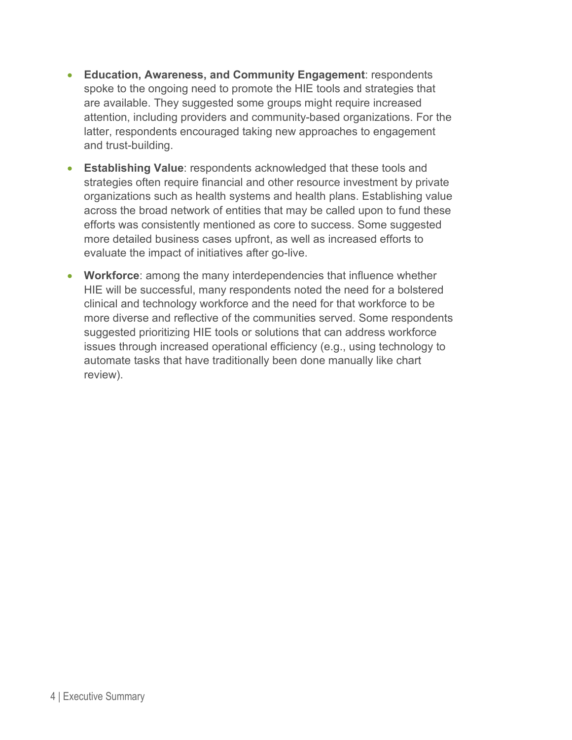- **Education, Awareness, and Community Engagement**: respondents spoke to the ongoing need to promote the HIE tools and strategies that are available. They suggested some groups might require increased attention, including providers and community-based organizations. For the latter, respondents encouraged taking new approaches to engagement and trust-building.
- **Establishing Value**: respondents acknowledged that these tools and strategies often require financial and other resource investment by private organizations such as health systems and health plans. Establishing value across the broad network of entities that may be called upon to fund these efforts was consistently mentioned as core to success. Some suggested more detailed business cases upfront, as well as increased efforts to evaluate the impact of initiatives after go-live.
- **Workforce**: among the many interdependencies that influence whether HIE will be successful, many respondents noted the need for a bolstered clinical and technology workforce and the need for that workforce to be more diverse and reflective of the communities served. Some respondents suggested prioritizing HIE tools or solutions that can address workforce issues through increased operational efficiency (e.g., using technology to automate tasks that have traditionally been done manually like chart review).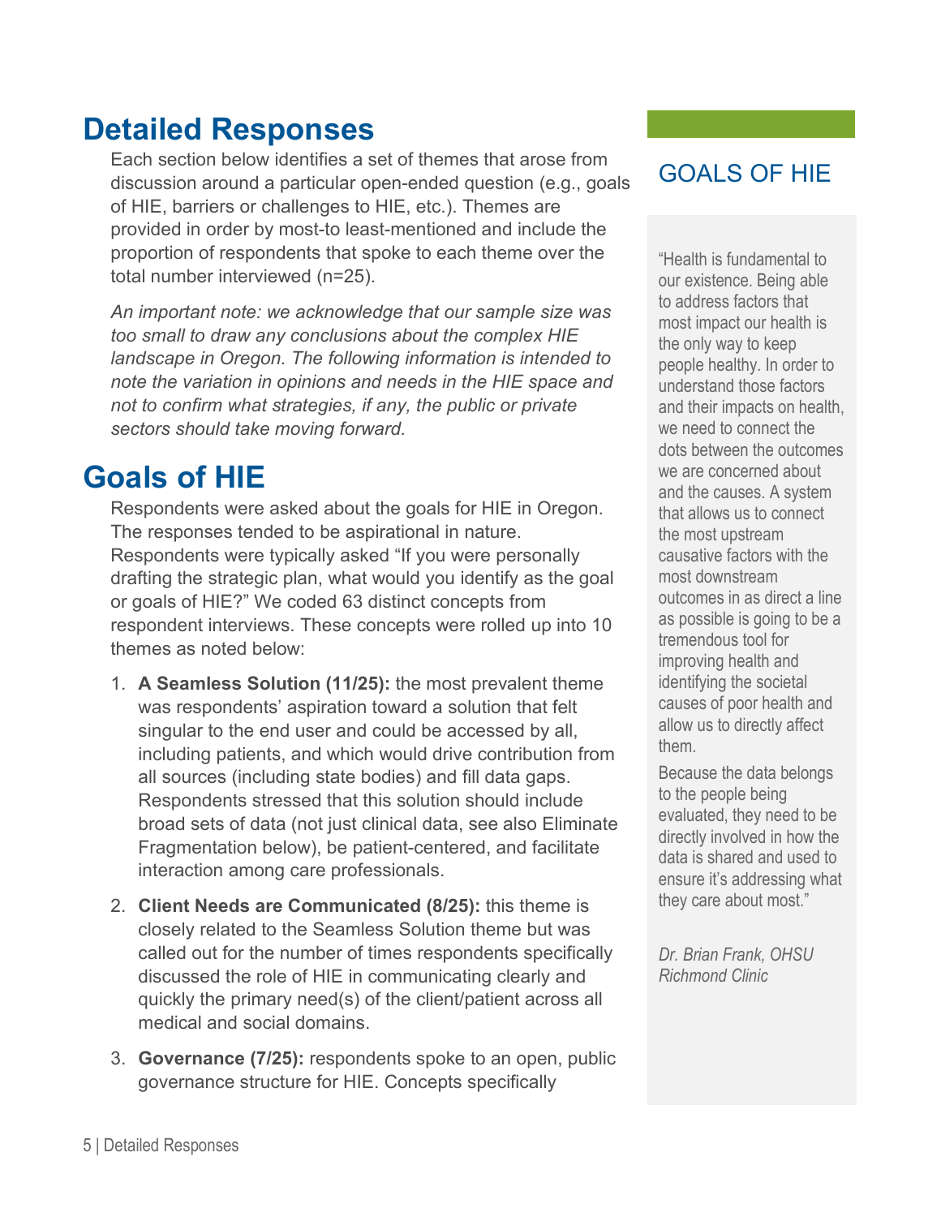# Detailed Responses

Each section below identifies a set of themes that arose from discussion around a particular open-ended question (e.g., goals of HIE, barriers or challenges to HIE, etc.). Themes are provided in order by most-to least-mentioned and include the proportion of respondents that spoke to each theme over the total number interviewed (n=25).

*An important note: we acknowledge that our sample size was too small to draw any conclusions about the complex HIE landscape in Oregon. The following information is intended to note the variation in opinions and needs in the HIE space and not to confirm what strategies, if any, the public or private sectors should take moving forward.*

# Goals of HIE

Respondents were asked about the goals for HIE in Oregon. The responses tended to be aspirational in nature. Respondents were typically asked "If you were personally drafting the strategic plan, what would you identify as the goal or goals of HIE?" We coded 63 distinct concepts from respondent interviews. These concepts were rolled up into 10 themes as noted below:

1. **A Seamless Solution (11/25):** the most prevalent theme was respondents' aspiration toward a solution that felt singular to the end user and could be accessed by all, including patients, and which would drive contribution from all sources (including state bodies) and fill data gaps. Respondents stressed that this solution should include broad sets of data (not just clinical data, see also Eliminate Fragmentation below), be patient-centered, and facilitate interaction among care professionals.

2. **Client Needs are Communicated (8/25):** this theme is closely related to the Seamless Solution theme but was called out for the number of times respondents specifically discussed the role of HIE in communicating clearly and quickly the primary need(s) of the client/patient across all medical and social domains.

3. **Governance (7/25):** respondents spoke to an open, public governance structure for HIE. Concepts specifically

## GOALS OF HIE

"Health is fundamental to our existence. Being able to address factors that most impact our health is the only way to keep people healthy. In order to understand those factors and their impacts on health, we need to connect the dots between the outcomes we are concerned about and the causes. A system that allows us to connect the most upstream causative factors with the most downstream outcomes in as direct a line as possible is going to be a tremendous tool for improving health and identifying the societal causes of poor health and allow us to directly affect them.

Because the data belongs to the people being evaluated, they need to be directly involved in how the data is shared and used to ensure it's addressing what they care about most."

*Dr. Brian Frank, OHSU Richmond Clinic*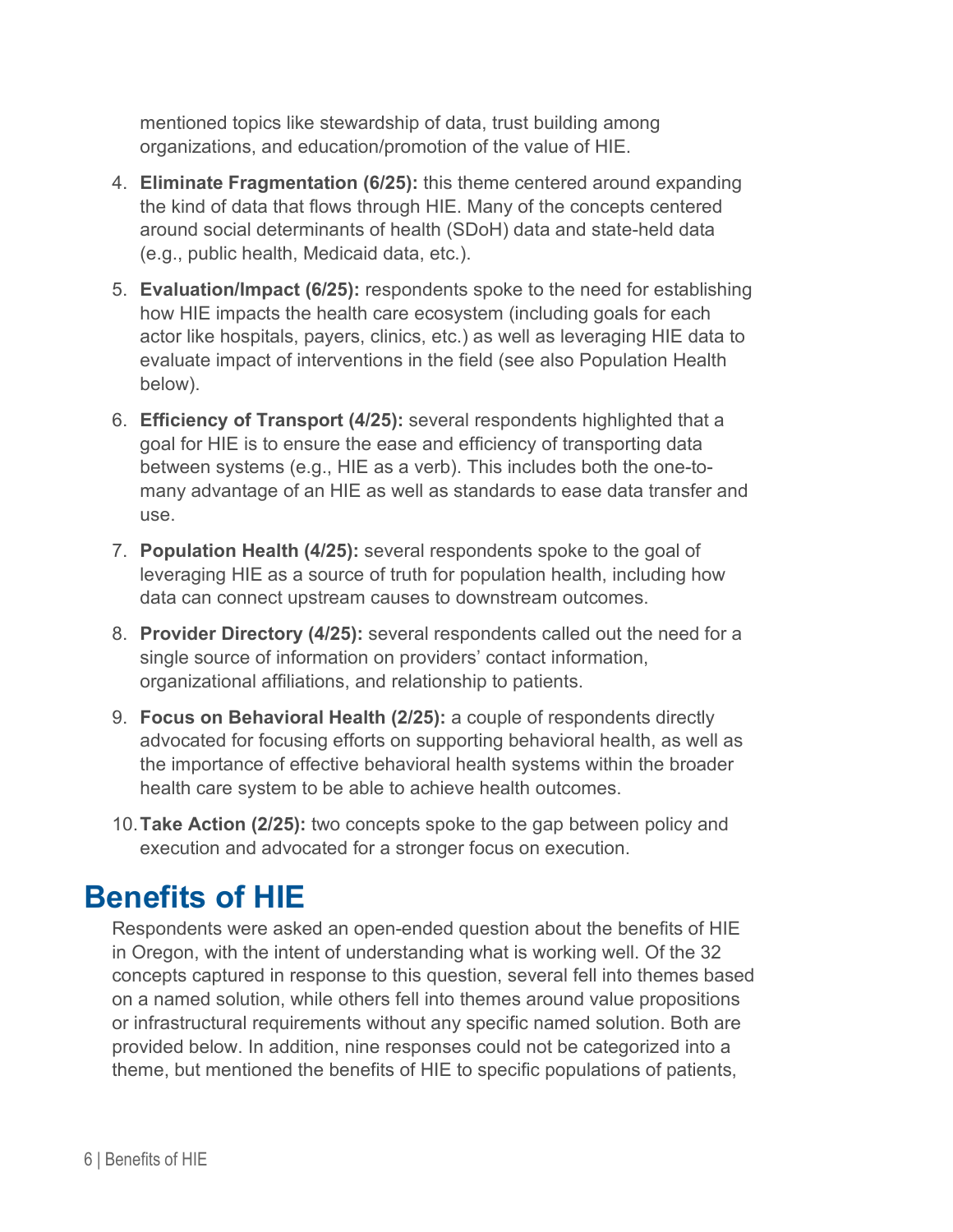mentioned topics like stewardship of data, trust building among organizations, and education/promotion of the value of HIE.

4. **Eliminate Fragmentation (6/25):** this theme centered around expanding the kind of data that flows through HIE. Many of the concepts centered around social determinants of health (SDoH) data and state-held data (e.g., public health, Medicaid data, etc.).
5. **Evaluation/Impact (6/25):** respondents spoke to the need for establishing how HIE impacts the health care ecosystem (including goals for each actor like hospitals, payers, clinics, etc.) as well as leveraging HIE data to evaluate impact of interventions in the field (see also Population Health below).
6. **Efficiency of Transport (4/25):** several respondents highlighted that a goal for HIE is to ensure the ease and efficiency of transporting data between systems (e.g., HIE as a verb). This includes both the one-to-many advantage of an HIE as well as standards to ease data transfer and use.
7. **Population Health (4/25):** several respondents spoke to the goal of leveraging HIE as a source of truth for population health, including how data can connect upstream causes to downstream outcomes.
8. **Provider Directory (4/25):** several respondents called out the need for a single source of information on providers' contact information, organizational affiliations, and relationship to patients.
9. **Focus on Behavioral Health (2/25):** a couple of respondents directly advocated for focusing efforts on supporting behavioral health, as well as the importance of effective behavioral health systems within the broader health care system to be able to achieve health outcomes.
10. **Take Action (2/25):** two concepts spoke to the gap between policy and execution and advocated for a stronger focus on execution.

# Benefits of HIE

Respondents were asked an open-ended question about the benefits of HIE in Oregon, with the intent of understanding what is working well. Of the 32 concepts captured in response to this question, several fell into themes based on a named solution, while others fell into themes around value propositions or infrastructural requirements without any specific named solution. Both are provided below. In addition, nine responses could not be categorized into a theme, but mentioned the benefits of HIE to specific populations of patients,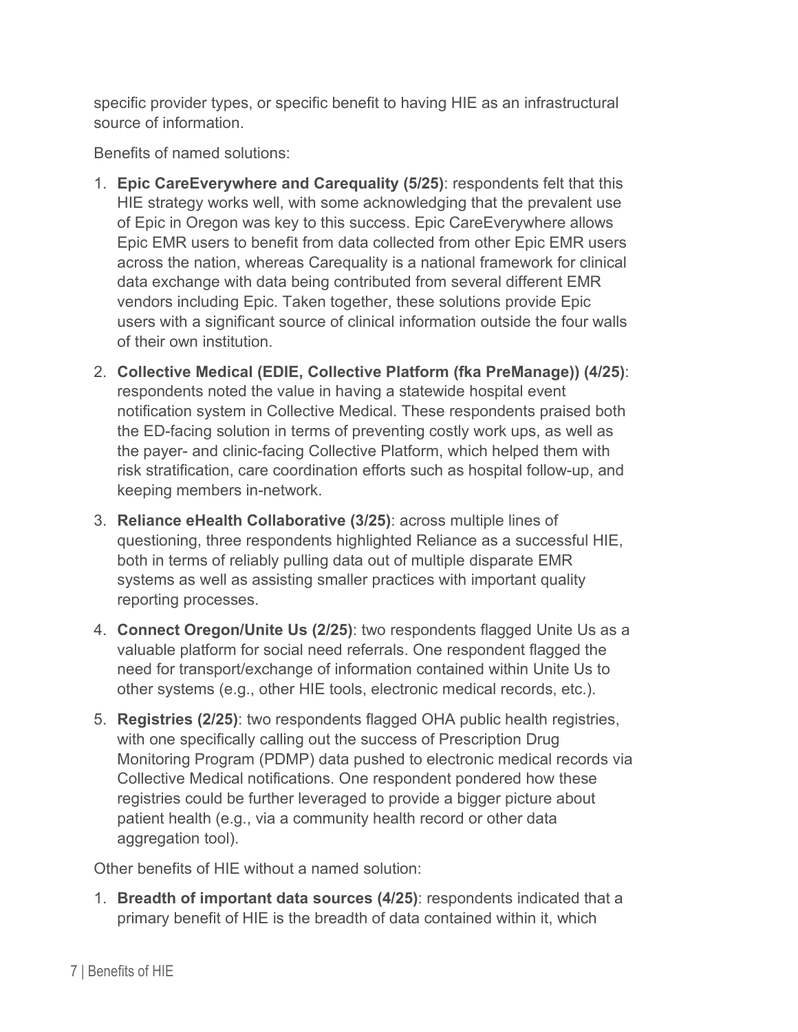specific provider types, or specific benefit to having HIE as an infrastructural source of information.

Benefits of named solutions:

1. **Epic CareEverywhere and Carequality (5/25)**: respondents felt that this HIE strategy works well, with some acknowledging that the prevalent use of Epic in Oregon was key to this success. Epic CareEverywhere allows Epic EMR users to benefit from data collected from other Epic EMR users across the nation, whereas Carequality is a national framework for clinical data exchange with data being contributed from several different EMR vendors including Epic. Taken together, these solutions provide Epic users with a significant source of clinical information outside the four walls of their own institution.
2. **Collective Medical (EDIE, Collective Platform (fka PreManage)) (4/25)**: respondents noted the value in having a statewide hospital event notification system in Collective Medical. These respondents praised both the ED-facing solution in terms of preventing costly work ups, as well as the payer- and clinic-facing Collective Platform, which helped them with risk stratification, care coordination efforts such as hospital follow-up, and keeping members in-network.
3. **Reliance eHealth Collaborative (3/25)**: across multiple lines of questioning, three respondents highlighted Reliance as a successful HIE, both in terms of reliably pulling data out of multiple disparate EMR systems as well as assisting smaller practices with important quality reporting processes.
4. **Connect Oregon/Unite Us (2/25)**: two respondents flagged Unite Us as a valuable platform for social need referrals. One respondent flagged the need for transport/exchange of information contained within Unite Us to other systems (e.g., other HIE tools, electronic medical records, etc.).
5. **Registries (2/25)**: two respondents flagged OHA public health registries, with one specifically calling out the success of Prescription Drug Monitoring Program (PDMP) data pushed to electronic medical records via Collective Medical notifications. One respondent pondered how these registries could be further leveraged to provide a bigger picture about patient health (e.g., via a community health record or other data aggregation tool).

Other benefits of HIE without a named solution:

1. **Breadth of important data sources (4/25)**: respondents indicated that a primary benefit of HIE is the breadth of data contained within it, which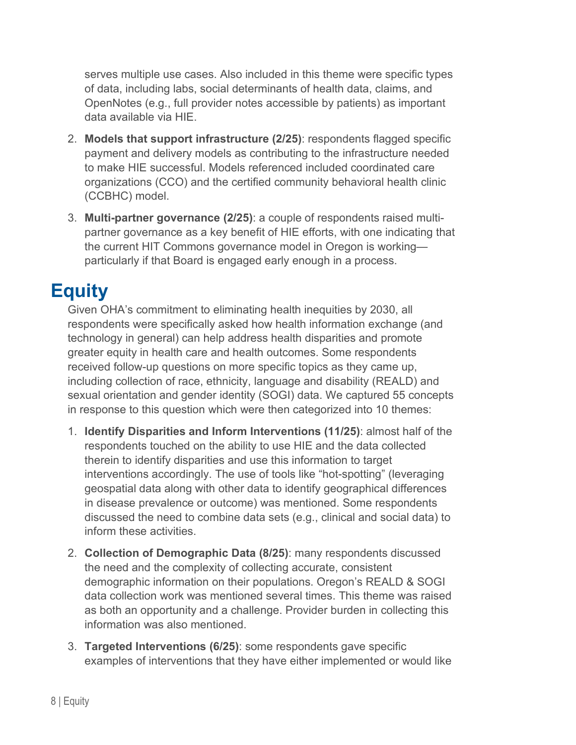serves multiple use cases. Also included in this theme were specific types of data, including labs, social determinants of health data, claims, and OpenNotes (e.g., full provider notes accessible by patients) as important data available via HIE.

2. **Models that support infrastructure (2/25)**: respondents flagged specific payment and delivery models as contributing to the infrastructure needed to make HIE successful. Models referenced included coordinated care organizations (CCO) and the certified community behavioral health clinic (CCBHC) model.
3. **Multi-partner governance (2/25)**: a couple of respondents raised multi-partner governance as a key benefit of HIE efforts, with one indicating that the current HIT Commons governance model in Oregon is working—particularly if that Board is engaged early enough in a process.

# Equity

Given OHA's commitment to eliminating health inequities by 2030, all respondents were specifically asked how health information exchange (and technology in general) can help address health disparities and promote greater equity in health care and health outcomes. Some respondents received follow-up questions on more specific topics as they came up, including collection of race, ethnicity, language and disability (REALD) and sexual orientation and gender identity (SOGI) data. We captured 55 concepts in response to this question which were then categorized into 10 themes:

1. **Identify Disparities and Inform Interventions (11/25)**: almost half of the respondents touched on the ability to use HIE and the data collected therein to identify disparities and use this information to target interventions accordingly. The use of tools like "hot-spotting" (leveraging geospatial data along with other data to identify geographical differences in disease prevalence or outcome) was mentioned. Some respondents discussed the need to combine data sets (e.g., clinical and social data) to inform these activities.
2. **Collection of Demographic Data (8/25)**: many respondents discussed the need and the complexity of collecting accurate, consistent demographic information on their populations. Oregon's REALD & SOGI data collection work was mentioned several times. This theme was raised as both an opportunity and a challenge. Provider burden in collecting this information was also mentioned.
3. **Targeted Interventions (6/25)**: some respondents gave specific examples of interventions that they have either implemented or would like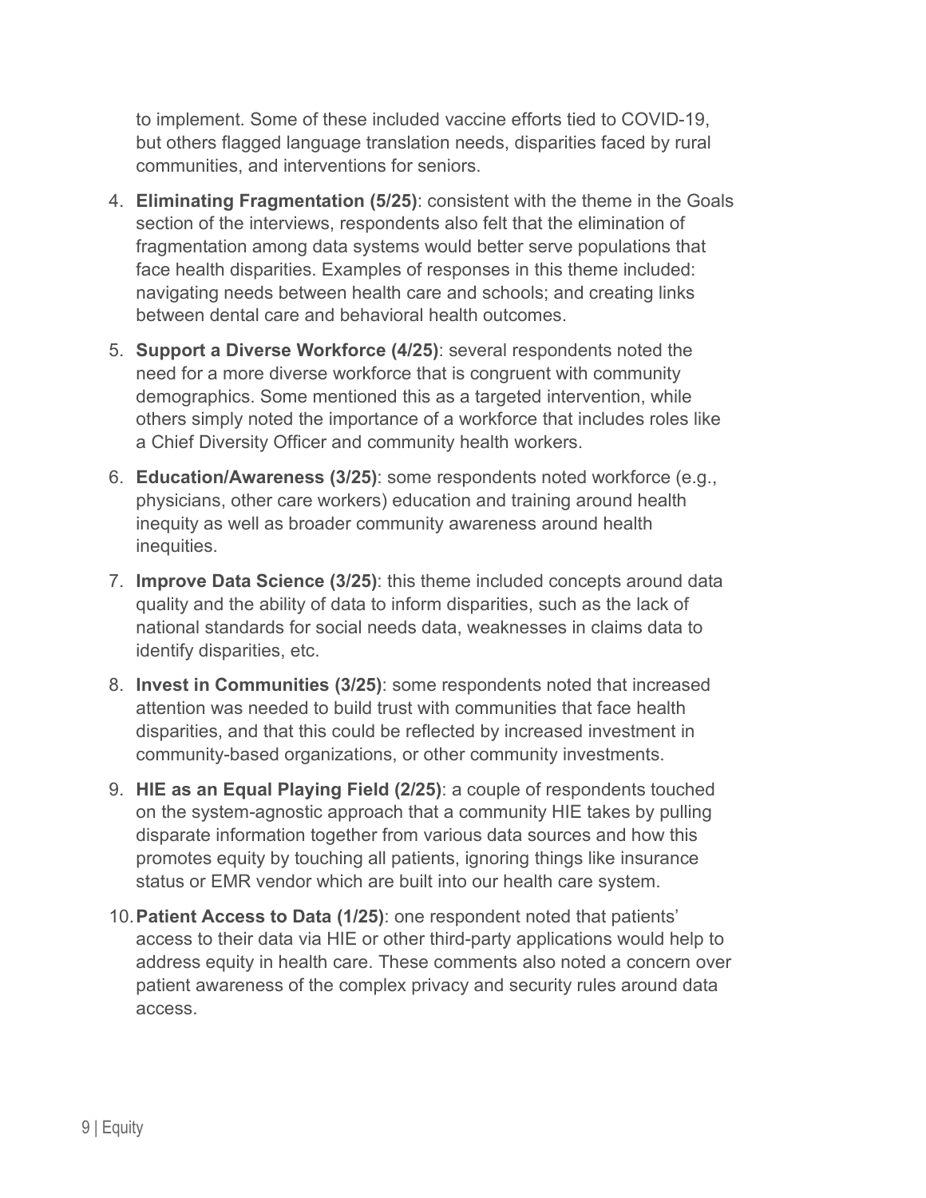to implement. Some of these included vaccine efforts tied to COVID-19, but others flagged language translation needs, disparities faced by rural communities, and interventions for seniors.

4. **Eliminating Fragmentation (5/25)**: consistent with the theme in the Goals section of the interviews, respondents also felt that the elimination of fragmentation among data systems would better serve populations that face health disparities. Examples of responses in this theme included: navigating needs between health care and schools; and creating links between dental care and behavioral health outcomes.
5. **Support a Diverse Workforce (4/25)**: several respondents noted the need for a more diverse workforce that is congruent with community demographics. Some mentioned this as a targeted intervention, while others simply noted the importance of a workforce that includes roles like a Chief Diversity Officer and community health workers.
6. **Education/Awareness (3/25)**: some respondents noted workforce (e.g., physicians, other care workers) education and training around health inequity as well as broader community awareness around health inequities.
7. **Improve Data Science (3/25)**: this theme included concepts around data quality and the ability of data to inform disparities, such as the lack of national standards for social needs data, weaknesses in claims data to identify disparities, etc.
8. **Invest in Communities (3/25)**: some respondents noted that increased attention was needed to build trust with communities that face health disparities, and that this could be reflected by increased investment in community-based organizations, or other community investments.
9. **HIE as an Equal Playing Field (2/25)**: a couple of respondents touched on the system-agnostic approach that a community HIE takes by pulling disparate information together from various data sources and how this promotes equity by touching all patients, ignoring things like insurance status or EMR vendor which are built into our health care system.
10. **Patient Access to Data (1/25)**: one respondent noted that patients' access to their data via HIE or other third-party applications would help to address equity in health care. These comments also noted a concern over patient awareness of the complex privacy and security rules around data access.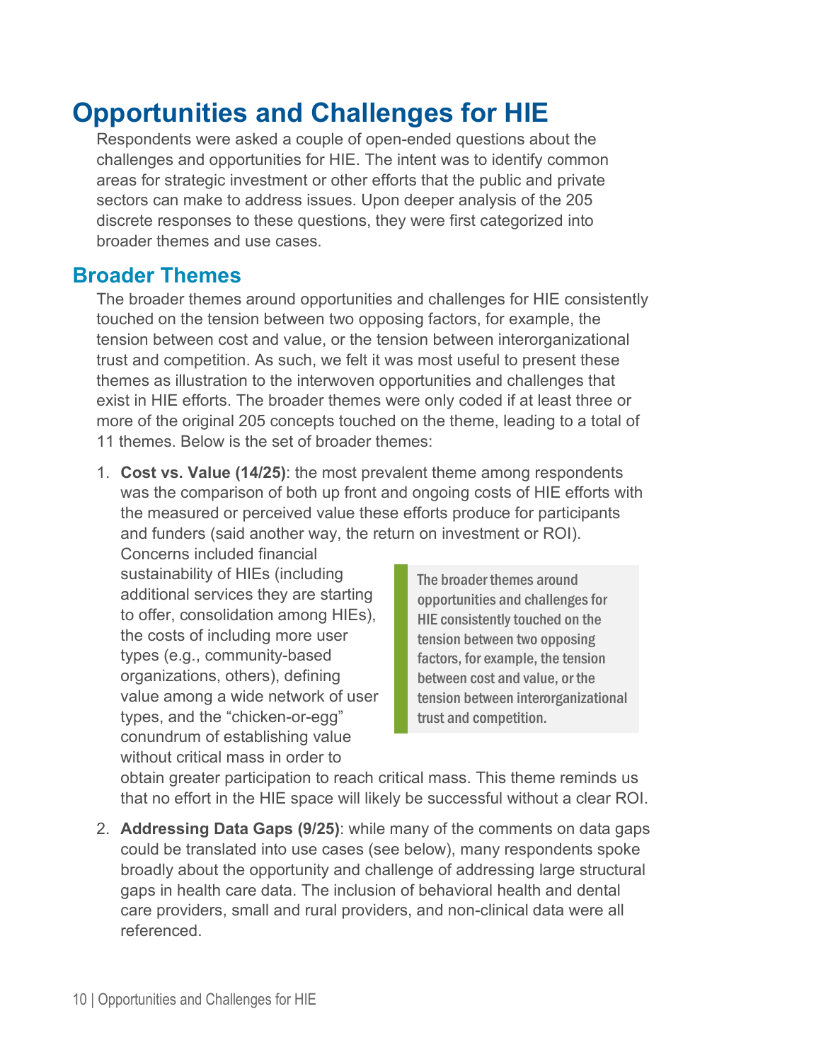# Opportunities and Challenges for HIE

Respondents were asked a couple of open-ended questions about the challenges and opportunities for HIE. The intent was to identify common areas for strategic investment or other efforts that the public and private sectors can make to address issues. Upon deeper analysis of the 205 discrete responses to these questions, they were first categorized into broader themes and use cases.

## Broader Themes

The broader themes around opportunities and challenges for HIE consistently touched on the tension between two opposing factors, for example, the tension between cost and value, or the tension between interorganizational trust and competition. As such, we felt it was most useful to present these themes as illustration to the interwoven opportunities and challenges that exist in HIE efforts. The broader themes were only coded if at least three or more of the original 205 concepts touched on the theme, leading to a total of 11 themes. Below is the set of broader themes:

1. **Cost vs. Value (14/25)**: the most prevalent theme among respondents was the comparison of both up front and ongoing costs of HIE efforts with the measured or perceived value these efforts produce for participants and funders (said another way, the return on investment or ROI). Concerns included financial sustainability of HIEs (including additional services they are starting to offer, consolidation among HIEs), the costs of including more user types (e.g., community-based organizations, others), defining value among a wide network of user types, and the "chicken-or-egg" conundrum of establishing value without critical mass in order to obtain greater participation to reach critical mass. This theme reminds us that no effort in the HIE space will likely be successful without a clear ROI.

> The broader themes around opportunities and challenges for HIE consistently touched on the tension between two opposing factors, for example, the tension between cost and value, or the tension between interorganizational trust and competition.

2. **Addressing Data Gaps (9/25)**: while many of the comments on data gaps could be translated into use cases (see below), many respondents spoke broadly about the opportunity and challenge of addressing large structural gaps in health care data. The inclusion of behavioral health and dental care providers, small and rural providers, and non-clinical data were all referenced.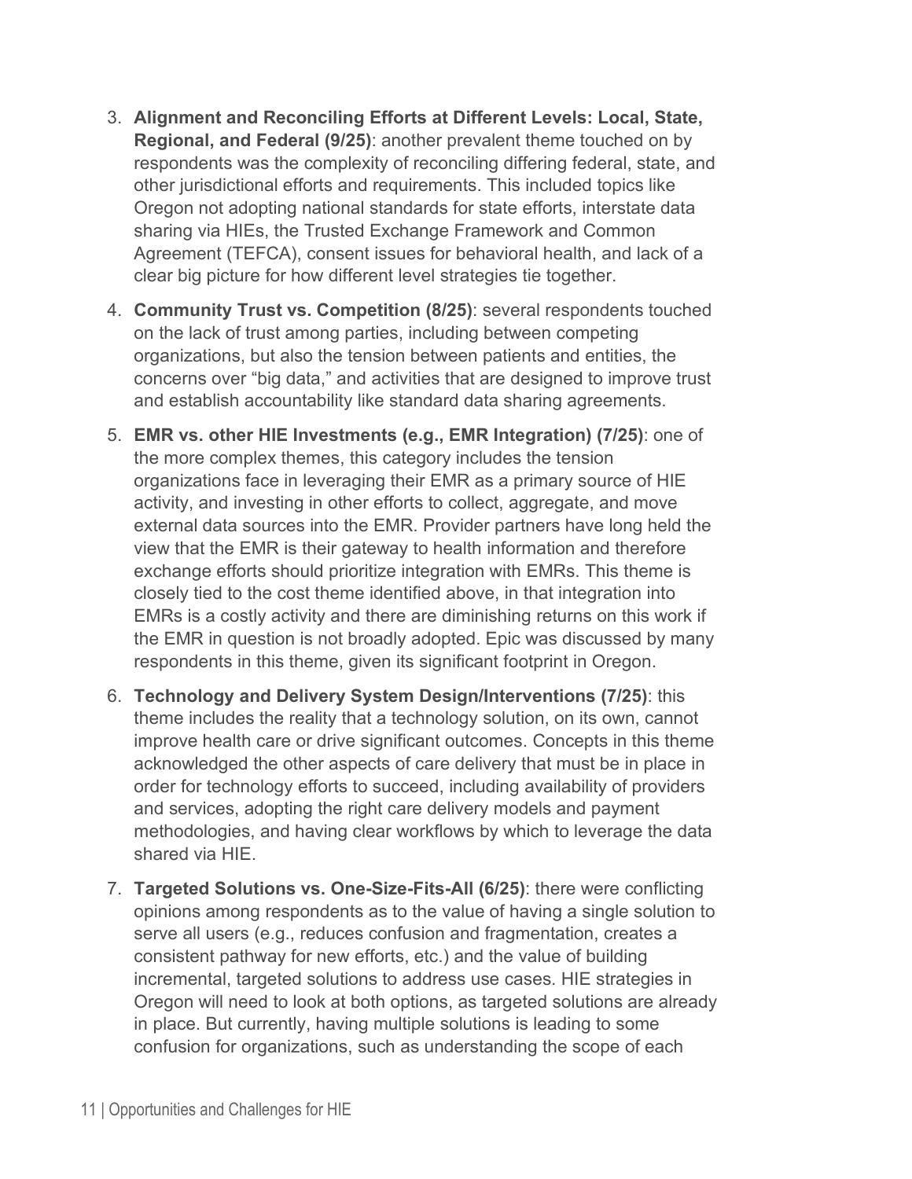3. **Alignment and Reconciling Efforts at Different Levels: Local, State, Regional, and Federal (9/25)**: another prevalent theme touched on by respondents was the complexity of reconciling differing federal, state, and other jurisdictional efforts and requirements. This included topics like Oregon not adopting national standards for state efforts, interstate data sharing via HIEs, the Trusted Exchange Framework and Common Agreement (TEFCA), consent issues for behavioral health, and lack of a clear big picture for how different level strategies tie together.

4. **Community Trust vs. Competition (8/25)**: several respondents touched on the lack of trust among parties, including between competing organizations, but also the tension between patients and entities, the concerns over "big data," and activities that are designed to improve trust and establish accountability like standard data sharing agreements.

5. **EMR vs. other HIE Investments (e.g., EMR Integration) (7/25)**: one of the more complex themes, this category includes the tension organizations face in leveraging their EMR as a primary source of HIE activity, and investing in other efforts to collect, aggregate, and move external data sources into the EMR. Provider partners have long held the view that the EMR is their gateway to health information and therefore exchange efforts should prioritize integration with EMRs. This theme is closely tied to the cost theme identified above, in that integration into EMRs is a costly activity and there are diminishing returns on this work if the EMR in question is not broadly adopted. Epic was discussed by many respondents in this theme, given its significant footprint in Oregon.

6. **Technology and Delivery System Design/Interventions (7/25)**: this theme includes the reality that a technology solution, on its own, cannot improve health care or drive significant outcomes. Concepts in this theme acknowledged the other aspects of care delivery that must be in place in order for technology efforts to succeed, including availability of providers and services, adopting the right care delivery models and payment methodologies, and having clear workflows by which to leverage the data shared via HIE.

7. **Targeted Solutions vs. One-Size-Fits-All (6/25)**: there were conflicting opinions among respondents as to the value of having a single solution to serve all users (e.g., reduces confusion and fragmentation, creates a consistent pathway for new efforts, etc.) and the value of building incremental, targeted solutions to address use cases. HIE strategies in Oregon will need to look at both options, as targeted solutions are already in place. But currently, having multiple solutions is leading to some confusion for organizations, such as understanding the scope of each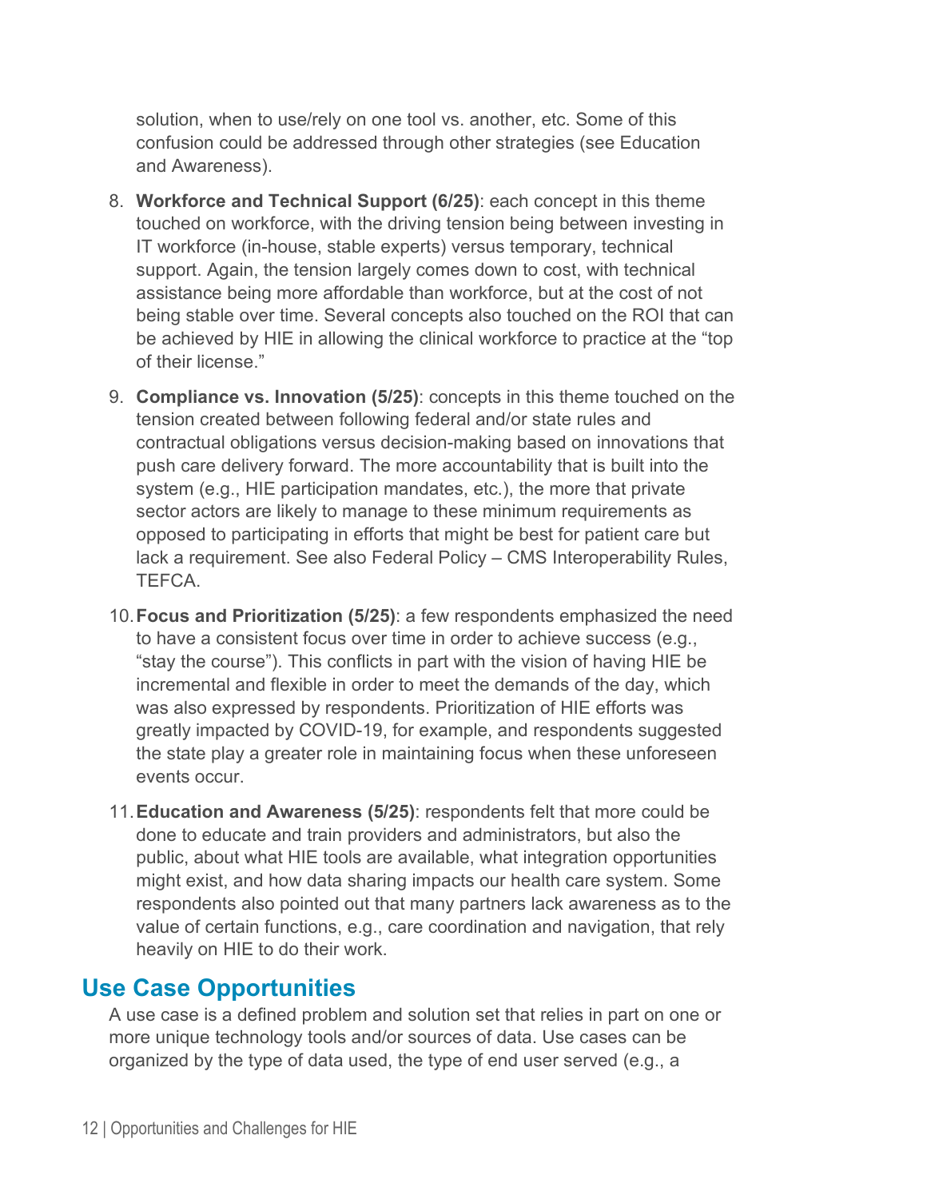solution, when to use/rely on one tool vs. another, etc. Some of this confusion could be addressed through other strategies (see Education and Awareness).

8. **Workforce and Technical Support (6/25)**: each concept in this theme touched on workforce, with the driving tension being between investing in IT workforce (in-house, stable experts) versus temporary, technical support. Again, the tension largely comes down to cost, with technical assistance being more affordable than workforce, but at the cost of not being stable over time. Several concepts also touched on the ROI that can be achieved by HIE in allowing the clinical workforce to practice at the "top of their license."
9. **Compliance vs. Innovation (5/25)**: concepts in this theme touched on the tension created between following federal and/or state rules and contractual obligations versus decision-making based on innovations that push care delivery forward. The more accountability that is built into the system (e.g., HIE participation mandates, etc.), the more that private sector actors are likely to manage to these minimum requirements as opposed to participating in efforts that might be best for patient care but lack a requirement. See also Federal Policy – CMS Interoperability Rules, TEFCA.
10. **Focus and Prioritization (5/25)**: a few respondents emphasized the need to have a consistent focus over time in order to achieve success (e.g., "stay the course"). This conflicts in part with the vision of having HIE be incremental and flexible in order to meet the demands of the day, which was also expressed by respondents. Prioritization of HIE efforts was greatly impacted by COVID-19, for example, and respondents suggested the state play a greater role in maintaining focus when these unforeseen events occur.
11. **Education and Awareness (5/25)**: respondents felt that more could be done to educate and train providers and administrators, but also the public, about what HIE tools are available, what integration opportunities might exist, and how data sharing impacts our health care system. Some respondents also pointed out that many partners lack awareness as to the value of certain functions, e.g., care coordination and navigation, that rely heavily on HIE to do their work.

## Use Case Opportunities

A use case is a defined problem and solution set that relies in part on one or more unique technology tools and/or sources of data. Use cases can be organized by the type of data used, the type of end user served (e.g., a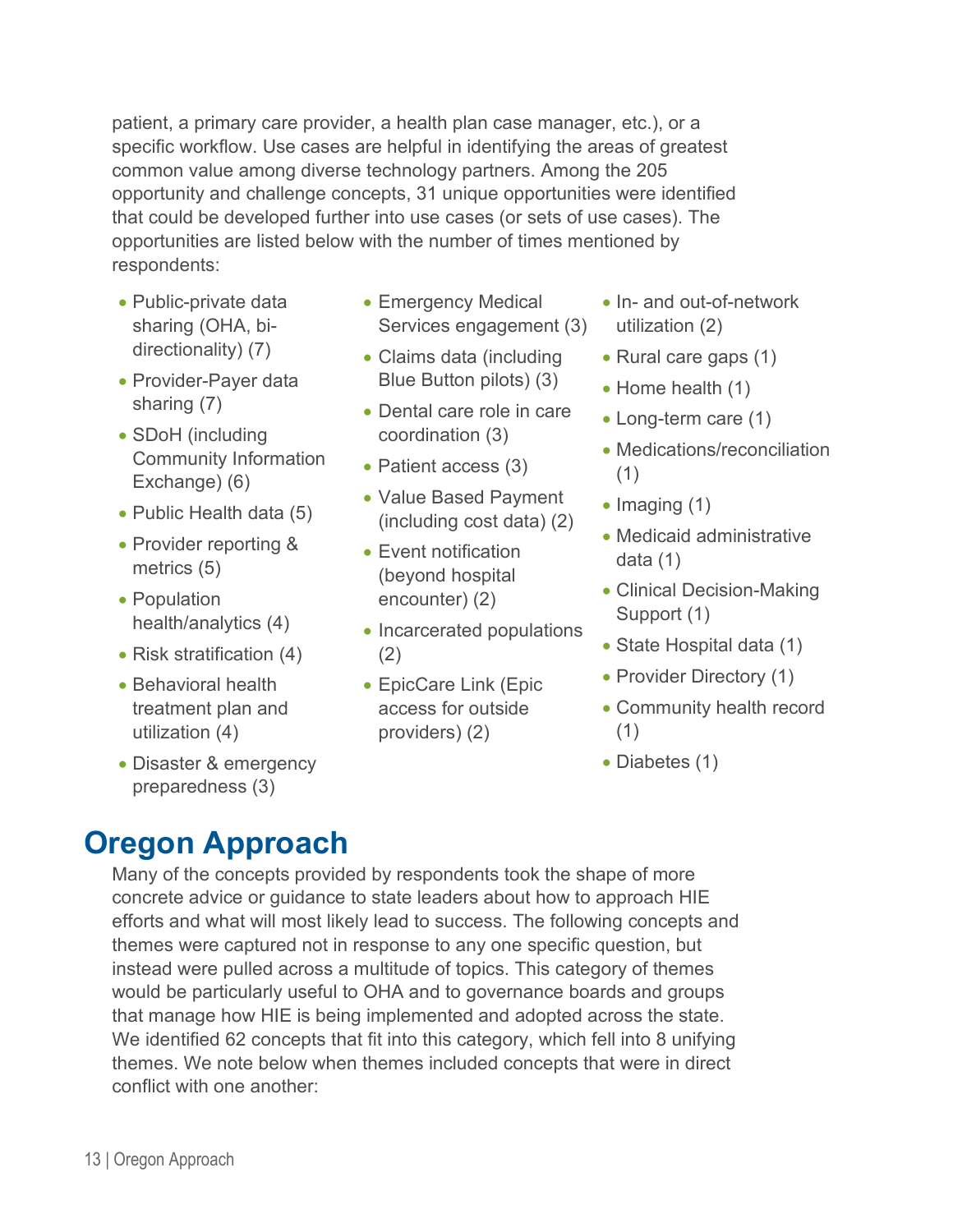patient, a primary care provider, a health plan case manager, etc.), or a specific workflow. Use cases are helpful in identifying the areas of greatest common value among diverse technology partners. Among the 205 opportunity and challenge concepts, 31 unique opportunities were identified that could be developed further into use cases (or sets of use cases). The opportunities are listed below with the number of times mentioned by respondents:

- Public-private data sharing (OHA, bi-directionality) (7)
- Provider-Payer data sharing (7)
- SDoH (including Community Information Exchange) (6)
- Public Health data (5)
- Provider reporting & metrics (5)
- Population health/analytics (4)
- Risk stratification (4)
- Behavioral health treatment plan and utilization (4)
- Disaster & emergency preparedness (3)
- Emergency Medical Services engagement (3)
- Claims data (including Blue Button pilots) (3)
- Dental care role in care coordination (3)
- Patient access (3)
- Value Based Payment (including cost data) (2)
- Event notification (beyond hospital encounter) (2)
- Incarcerated populations (2)
- EpicCare Link (Epic access for outside providers) (2)
- In- and out-of-network utilization (2)
- Rural care gaps (1)
- Home health (1)
- Long-term care (1)
- Medications/reconciliation (1)
- Imaging (1)
- Medicaid administrative data (1)
- Clinical Decision-Making Support (1)
- State Hospital data (1)
- Provider Directory (1)
- Community health record (1)
- Diabetes (1)

# Oregon Approach

Many of the concepts provided by respondents took the shape of more concrete advice or guidance to state leaders about how to approach HIE efforts and what will most likely lead to success. The following concepts and themes were captured not in response to any one specific question, but instead were pulled across a multitude of topics. This category of themes would be particularly useful to OHA and to governance boards and groups that manage how HIE is being implemented and adopted across the state. We identified 62 concepts that fit into this category, which fell into 8 unifying themes. We note below when themes included concepts that were in direct conflict with one another: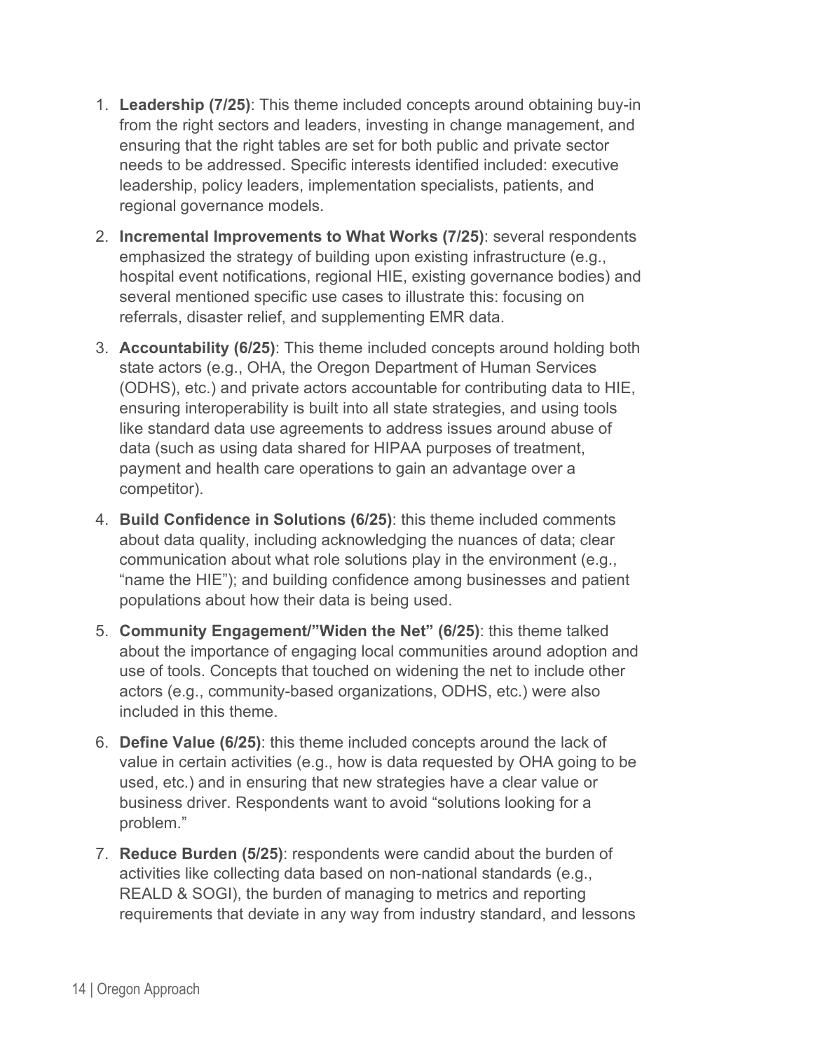1. **Leadership (7/25)**: This theme included concepts around obtaining buy-in from the right sectors and leaders, investing in change management, and ensuring that the right tables are set for both public and private sector needs to be addressed. Specific interests identified included: executive leadership, policy leaders, implementation specialists, patients, and regional governance models.
2. **Incremental Improvements to What Works (7/25)**: several respondents emphasized the strategy of building upon existing infrastructure (e.g., hospital event notifications, regional HIE, existing governance bodies) and several mentioned specific use cases to illustrate this: focusing on referrals, disaster relief, and supplementing EMR data.
3. **Accountability (6/25)**: This theme included concepts around holding both state actors (e.g., OHA, the Oregon Department of Human Services (ODHS), etc.) and private actors accountable for contributing data to HIE, ensuring interoperability is built into all state strategies, and using tools like standard data use agreements to address issues around abuse of data (such as using data shared for HIPAA purposes of treatment, payment and health care operations to gain an advantage over a competitor).
4. **Build Confidence in Solutions (6/25)**: this theme included comments about data quality, including acknowledging the nuances of data; clear communication about what role solutions play in the environment (e.g., "name the HIE"); and building confidence among businesses and patient populations about how their data is being used.
5. **Community Engagement/"Widen the Net" (6/25)**: this theme talked about the importance of engaging local communities around adoption and use of tools. Concepts that touched on widening the net to include other actors (e.g., community-based organizations, ODHS, etc.) were also included in this theme.
6. **Define Value (6/25)**: this theme included concepts around the lack of value in certain activities (e.g., how is data requested by OHA going to be used, etc.) and in ensuring that new strategies have a clear value or business driver. Respondents want to avoid "solutions looking for a problem."
7. **Reduce Burden (5/25)**: respondents were candid about the burden of activities like collecting data based on non-national standards (e.g., REALD & SOGI), the burden of managing to metrics and reporting requirements that deviate in any way from industry standard, and lessons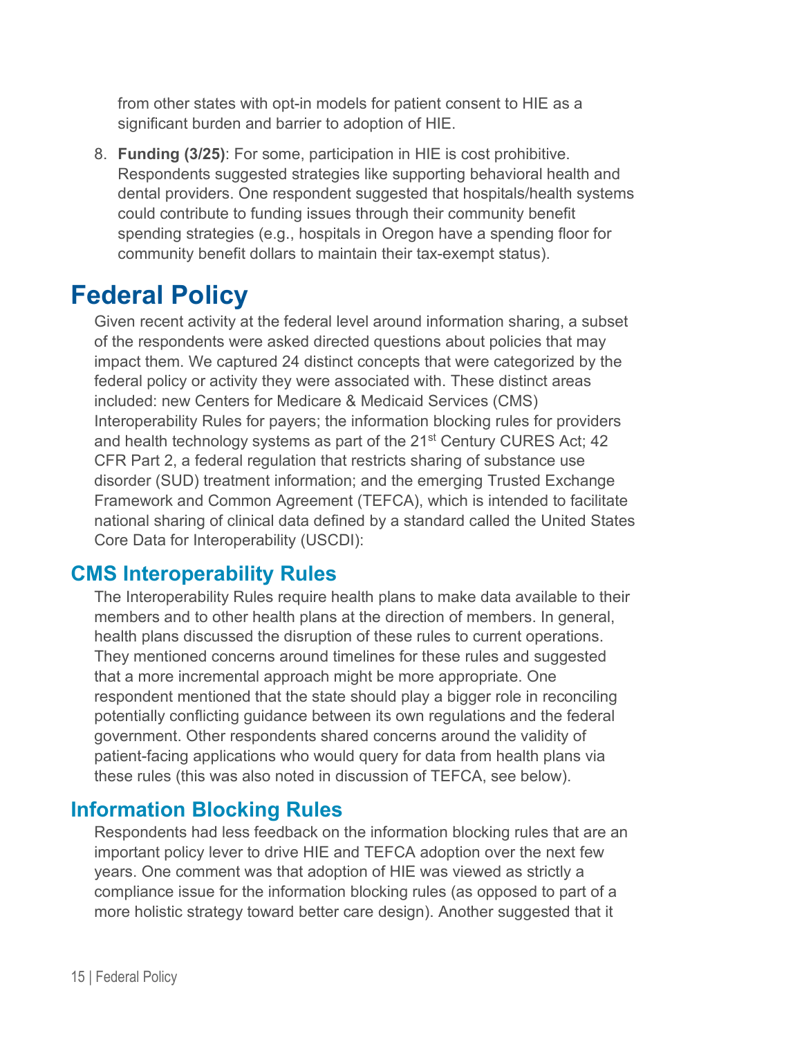from other states with opt-in models for patient consent to HIE as a significant burden and barrier to adoption of HIE.

8. **Funding (3/25)**: For some, participation in HIE is cost prohibitive. Respondents suggested strategies like supporting behavioral health and dental providers. One respondent suggested that hospitals/health systems could contribute to funding issues through their community benefit spending strategies (e.g., hospitals in Oregon have a spending floor for community benefit dollars to maintain their tax-exempt status).

# Federal Policy

Given recent activity at the federal level around information sharing, a subset of the respondents were asked directed questions about policies that may impact them. We captured 24 distinct concepts that were categorized by the federal policy or activity they were associated with. These distinct areas included: new Centers for Medicare & Medicaid Services (CMS) Interoperability Rules for payers; the information blocking rules for providers and health technology systems as part of the 21st Century CURES Act; 42 CFR Part 2, a federal regulation that restricts sharing of substance use disorder (SUD) treatment information; and the emerging Trusted Exchange Framework and Common Agreement (TEFCA), which is intended to facilitate national sharing of clinical data defined by a standard called the United States Core Data for Interoperability (USCDI):

## CMS Interoperability Rules

The Interoperability Rules require health plans to make data available to their members and to other health plans at the direction of members. In general, health plans discussed the disruption of these rules to current operations. They mentioned concerns around timelines for these rules and suggested that a more incremental approach might be more appropriate. One respondent mentioned that the state should play a bigger role in reconciling potentially conflicting guidance between its own regulations and the federal government. Other respondents shared concerns around the validity of patient-facing applications who would query for data from health plans via these rules (this was also noted in discussion of TEFCA, see below).

## Information Blocking Rules

Respondents had less feedback on the information blocking rules that are an important policy lever to drive HIE and TEFCA adoption over the next few years. One comment was that adoption of HIE was viewed as strictly a compliance issue for the information blocking rules (as opposed to part of a more holistic strategy toward better care design). Another suggested that it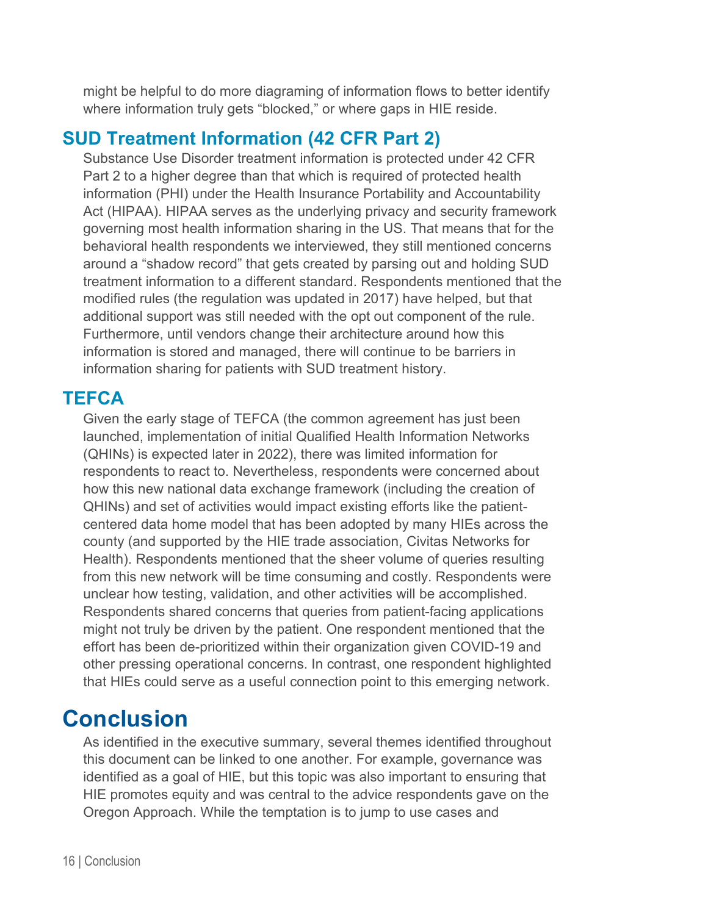might be helpful to do more diagraming of information flows to better identify where information truly gets “blocked,” or where gaps in HIE reside.

## SUD Treatment Information (42 CFR Part 2)

Substance Use Disorder treatment information is protected under 42 CFR Part 2 to a higher degree than that which is required of protected health information (PHI) under the Health Insurance Portability and Accountability Act (HIPAA). HIPAA serves as the underlying privacy and security framework governing most health information sharing in the US. That means that for the behavioral health respondents we interviewed, they still mentioned concerns around a “shadow record” that gets created by parsing out and holding SUD treatment information to a different standard. Respondents mentioned that the modified rules (the regulation was updated in 2017) have helped, but that additional support was still needed with the opt out component of the rule. Furthermore, until vendors change their architecture around how this information is stored and managed, there will continue to be barriers in information sharing for patients with SUD treatment history.

## TEFCA

Given the early stage of TEFCA (the common agreement has just been launched, implementation of initial Qualified Health Information Networks (QHINs) is expected later in 2022), there was limited information for respondents to react to. Nevertheless, respondents were concerned about how this new national data exchange framework (including the creation of QHINs) and set of activities would impact existing efforts like the patient-centered data home model that has been adopted by many HIEs across the county (and supported by the HIE trade association, Civitas Networks for Health). Respondents mentioned that the sheer volume of queries resulting from this new network will be time consuming and costly. Respondents were unclear how testing, validation, and other activities will be accomplished. Respondents shared concerns that queries from patient-facing applications might not truly be driven by the patient. One respondent mentioned that the effort has been de-prioritized within their organization given COVID-19 and other pressing operational concerns. In contrast, one respondent highlighted that HIEs could serve as a useful connection point to this emerging network.

# Conclusion

As identified in the executive summary, several themes identified throughout this document can be linked to one another. For example, governance was identified as a goal of HIE, but this topic was also important to ensuring that HIE promotes equity and was central to the advice respondents gave on the Oregon Approach. While the temptation is to jump to use cases and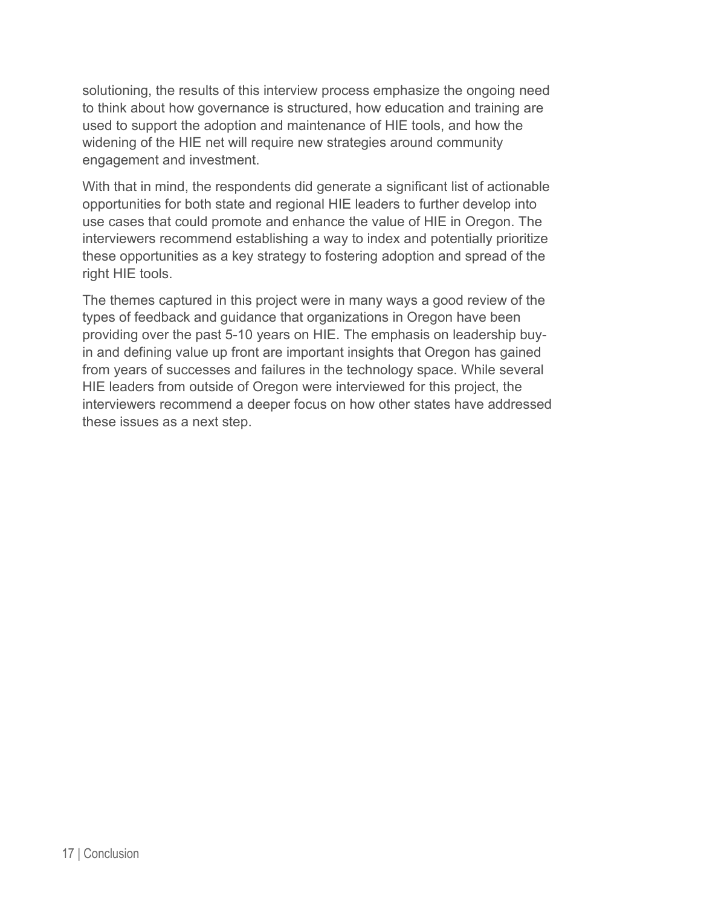solutioning, the results of this interview process emphasize the ongoing need to think about how governance is structured, how education and training are used to support the adoption and maintenance of HIE tools, and how the widening of the HIE net will require new strategies around community engagement and investment.

With that in mind, the respondents did generate a significant list of actionable opportunities for both state and regional HIE leaders to further develop into use cases that could promote and enhance the value of HIE in Oregon. The interviewers recommend establishing a way to index and potentially prioritize these opportunities as a key strategy to fostering adoption and spread of the right HIE tools.

The themes captured in this project were in many ways a good review of the types of feedback and guidance that organizations in Oregon have been providing over the past 5-10 years on HIE. The emphasis on leadership buy-in and defining value up front are important insights that Oregon has gained from years of successes and failures in the technology space. While several HIE leaders from outside of Oregon were interviewed for this project, the interviewers recommend a deeper focus on how other states have addressed these issues as a next step.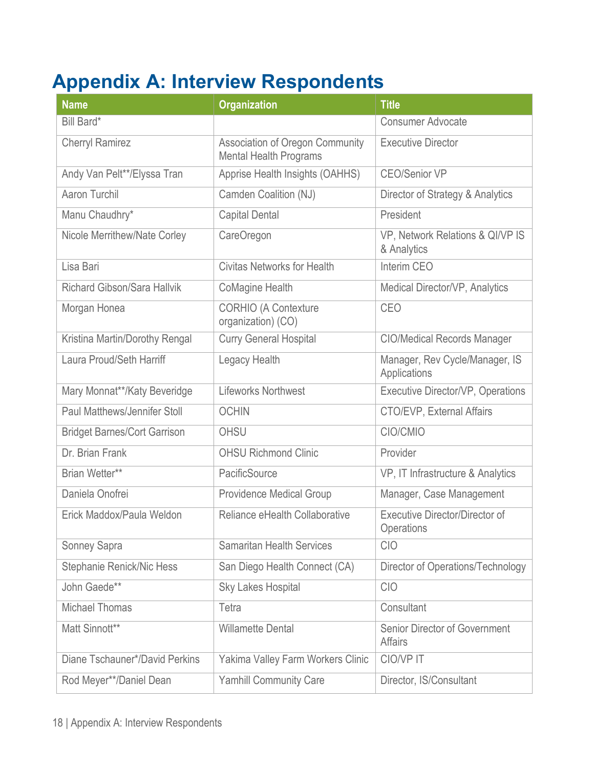# Appendix A: Interview Respondents

| Name | Organization | Title |
|---|---|---|
| Bill Bard* | | Consumer Advocate |
| Cherryl Ramirez | Association of Oregon Community Mental Health Programs | Executive Director |
| Andy Van Pelt**/Elyssa Tran | Apprise Health Insights (OAHHS) | CEO/Senior VP |
| Aaron Turchil | Camden Coalition (NJ) | Director of Strategy & Analytics |
| Manu Chaudhry* | Capital Dental | President |
| Nicole Merrithew/Nate Corley | CareOregon | VP, Network Relations & QI/VP IS & Analytics |
| Lisa Bari | Civitas Networks for Health | Interim CEO |
| Richard Gibson/Sara Hallvik | CoMagine Health | Medical Director/VP, Analytics |
| Morgan Honea | CORHIO (A Contexture organization) (CO) | CEO |
| Kristina Martin/Dorothy Rengal | Curry General Hospital | CIO/Medical Records Manager |
| Laura Proud/Seth Harriff | Legacy Health | Manager, Rev Cycle/Manager, IS Applications |
| Mary Monnat**/Katy Beveridge | Lifeworks Northwest | Executive Director/VP, Operations |
| Paul Matthews/Jennifer Stoll | OCHIN | CTO/EVP, External Affairs |
| Bridget Barnes/Cort Garrison | OHSU | CIO/CMIO |
| Dr. Brian Frank | OHSU Richmond Clinic | Provider |
| Brian Wetter** | PacificSource | VP, IT Infrastructure & Analytics |
| Daniela Onofrei | Providence Medical Group | Manager, Case Management |
| Erick Maddox/Paula Weldon | Reliance eHealth Collaborative | Executive Director/Director of Operations |
| Sonney Sapra | Samaritan Health Services | CIO |
| Stephanie Renick/Nic Hess | San Diego Health Connect (CA) | Director of Operations/Technology |
| John Gaede** | Sky Lakes Hospital | CIO |
| Michael Thomas | Tetra | Consultant |
| Matt Sinnott** | Willamette Dental | Senior Director of Government Affairs |
| Diane Tschauner*/David Perkins | Yakima Valley Farm Workers Clinic | CIO/VP IT |
| Rod Meyer**/Daniel Dean | Yamhill Community Care | Director, IS/Consultant |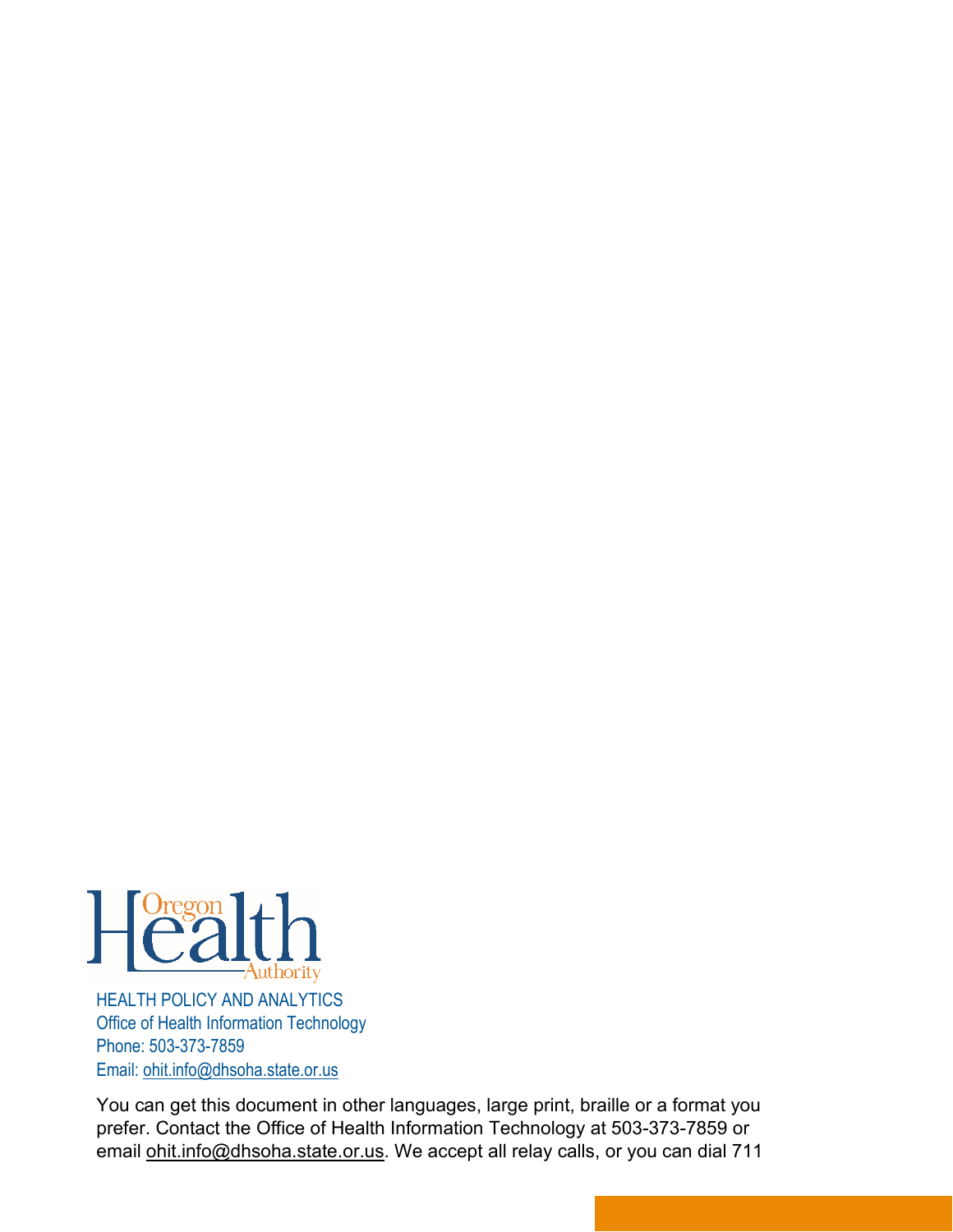Oregon Health Authority

HEALTH POLICY AND ANALYTICS
Office of Health Information Technology
Phone: 503-373-7859
Email: ohit.info@dhsoha.state.or.us

You can get this document in other languages, large print, braille or a format you prefer. Contact the Office of Health Information Technology at 503-373-7859 or email ohit.info@dhsoha.state.or.us. We accept all relay calls, or you can dial 711